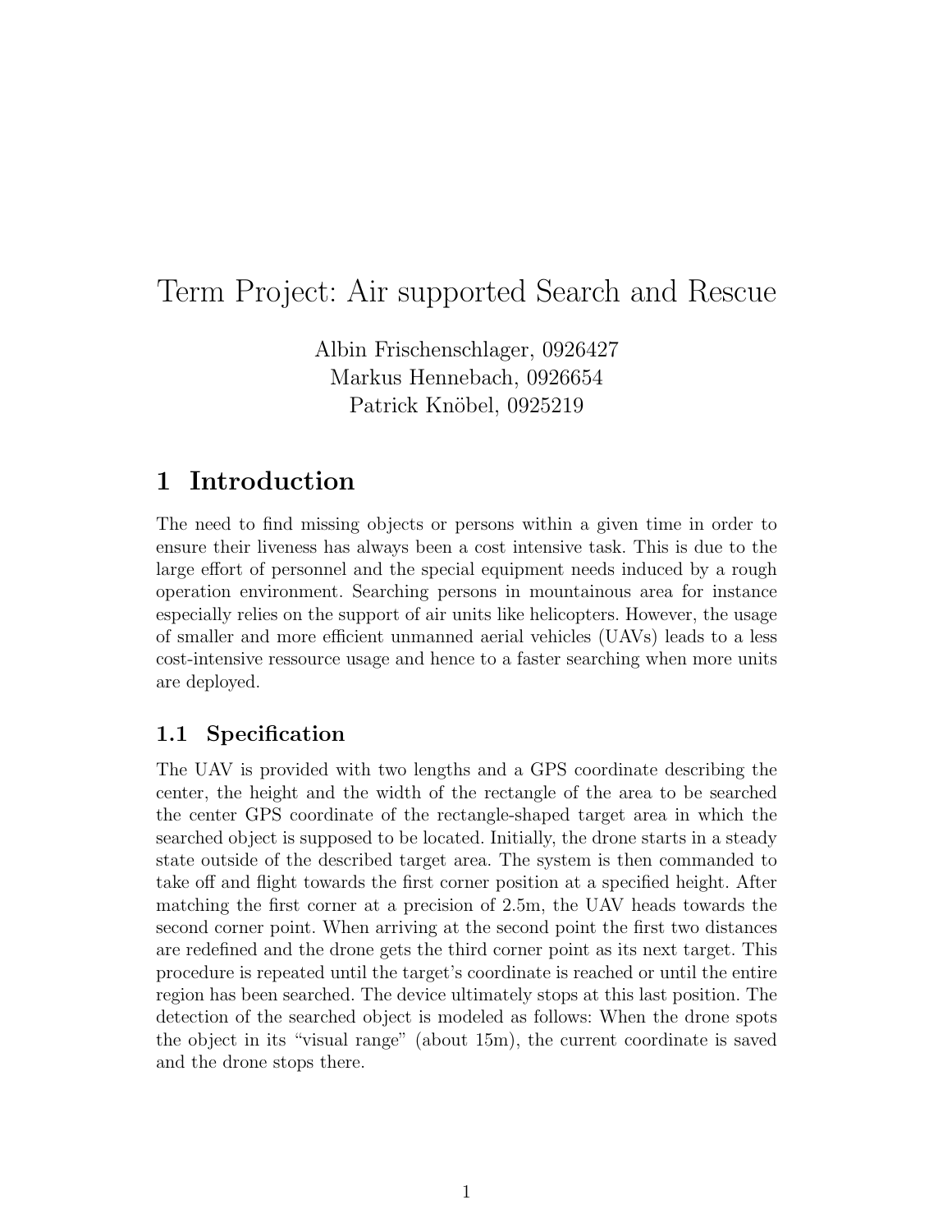# Term Project: Air supported Search and Rescue

Albin Frischenschlager, 0926427
Markus Hennebach, 0926654
Patrick Knöbel, 0925219

## 1 Introduction

The need to find missing objects or persons within a given time in order to ensure their liveness has always been a cost intensive task. This is due to the large effort of personnel and the special equipment needs induced by a rough operation environment. Searching persons in mountainous area for instance especially relies on the support of air units like helicopters. However, the usage of smaller and more efficient unmanned aerial vehicles (UAVs) leads to a less cost-intensive ressource usage and hence to a faster searching when more units are deployed.

### 1.1 Specification

The UAV is provided with two lengths and a GPS coordinate describing the center, the height and the width of the rectangle of the area to be searched the center GPS coordinate of the rectangle-shaped target area in which the searched object is supposed to be located. Initially, the drone starts in a steady state outside of the described target area. The system is then commanded to take off and flight towards the first corner position at a specified height. After matching the first corner at a precision of 2.5m, the UAV heads towards the second corner point. When arriving at the second point the first two distances are redefined and the drone gets the third corner point as its next target. This procedure is repeated until the target's coordinate is reached or until the entire region has been searched. The device ultimately stops at this last position. The detection of the searched object is modeled as follows: When the drone spots the object in its "visual range" (about 15m), the current coordinate is saved and the drone stops there.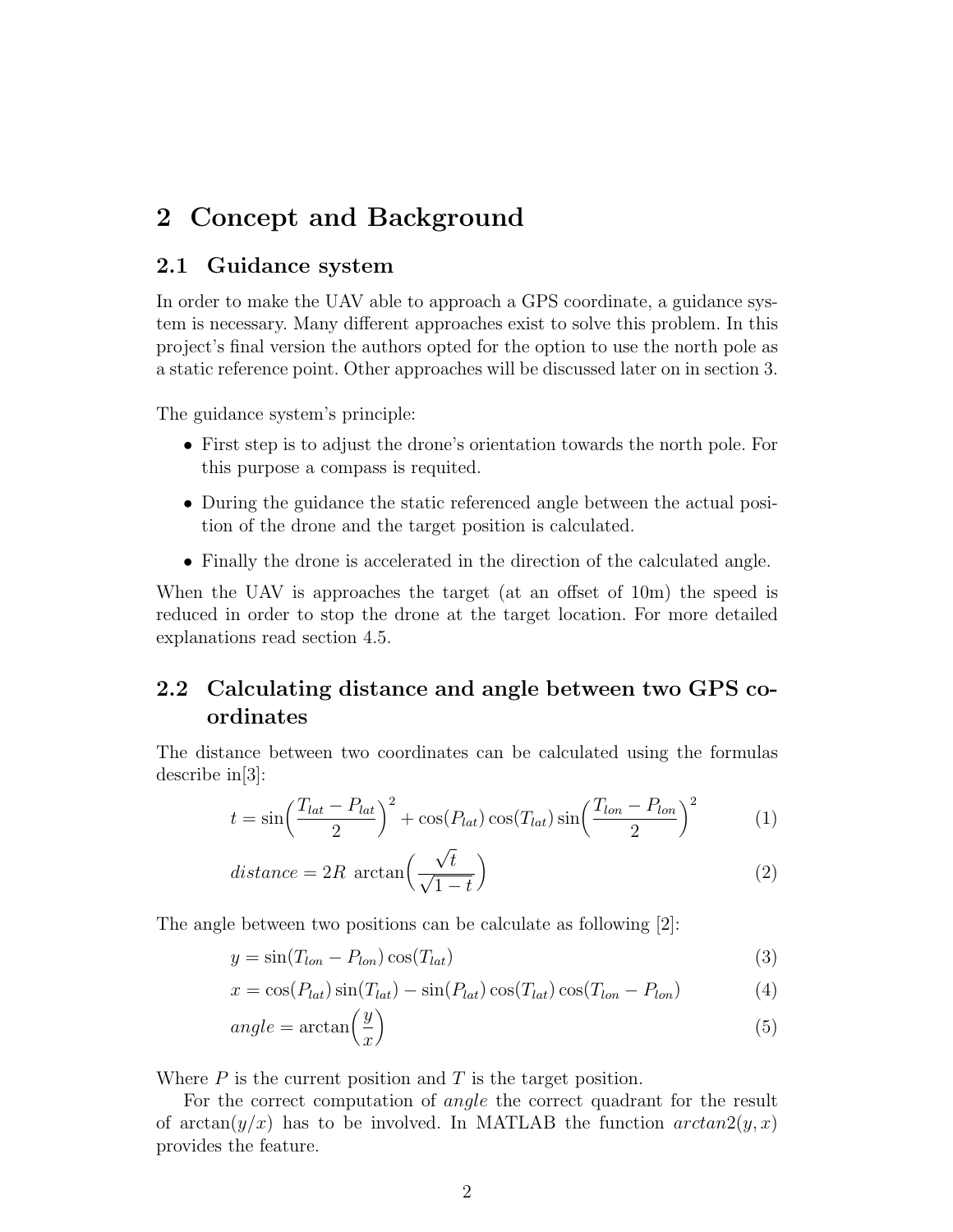# 2 Concept and Background

## 2.1 Guidance system

In order to make the UAV able to approach a GPS coordinate, a guidance system is necessary. Many different approaches exist to solve this problem. In this project's final version the authors opted for the option to use the north pole as a static reference point. Other approaches will be discussed later on in section 3.

The guidance system's principle:

- First step is to adjust the drone's orientation towards the north pole. For this purpose a compass is requited.
- During the guidance the static referenced angle between the actual position of the drone and the target position is calculated.
- Finally the drone is accelerated in the direction of the calculated angle.

When the UAV is approaches the target (at an offset of 10m) the speed is reduced in order to stop the drone at the target location. For more detailed explanations read section 4.5.

## 2.2 Calculating distance and angle between two GPS coordinates

The distance between two coordinates can be calculated using the formulas describe in[3]:

$$t = \sin\left(\frac{T_{lat} - P_{lat}}{2}\right)^2 + \cos(P_{lat})\cos(T_{lat})\sin\left(\frac{T_{lon} - P_{lon}}{2}\right)^2 \tag{1}$$

$$distance = 2R\ \arctan\left(\frac{\sqrt{t}}{\sqrt{1-t}}\right) \tag{2}$$

The angle between two positions can be calculate as following [2]:

$$y = \sin(T_{lon} - P_{lon})\cos(T_{lat}) \tag{3}$$

$$x = \cos(P_{lat})\sin(T_{lat}) - \sin(P_{lat})\cos(T_{lat})\cos(T_{lon} - P_{lon}) \tag{4}$$

$$angle = \arctan\left(\frac{y}{x}\right) \tag{5}$$

Where $P$ is the current position and $T$ is the target position.

For the correct computation of *angle* the correct quadrant for the result of $\arctan(y/x)$ has to be involved. In MATLAB the function $arctan2(y, x)$ provides the feature.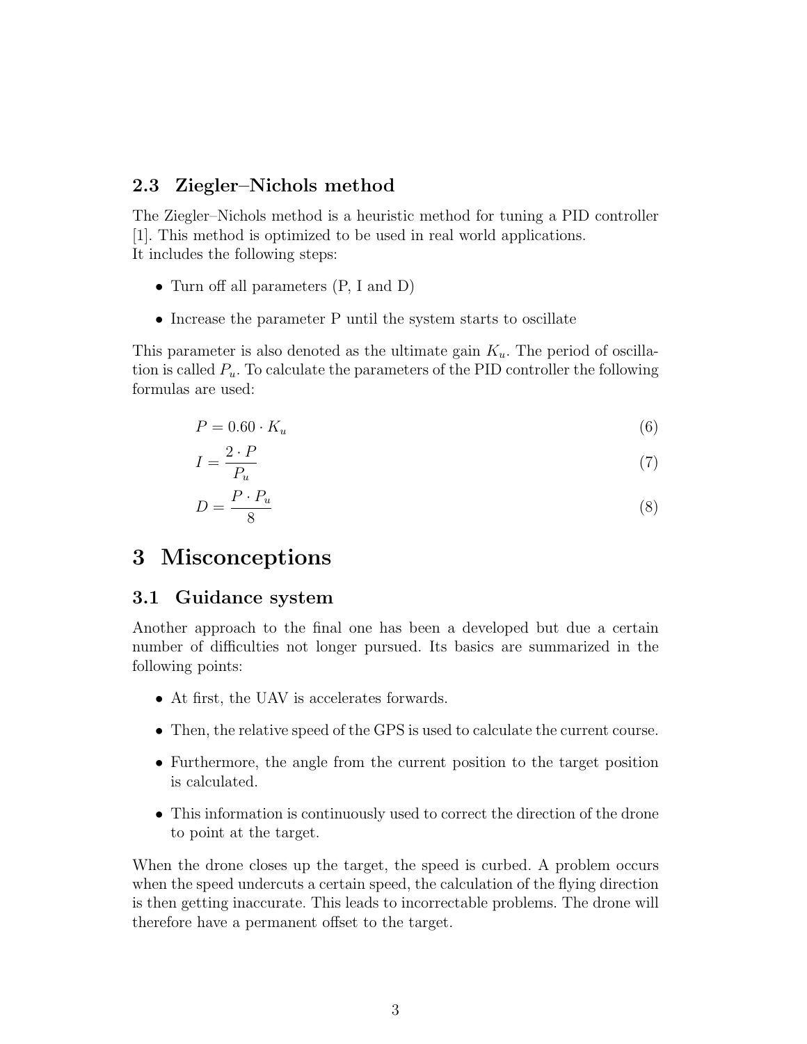### 2.3 Ziegler–Nichols method

The Ziegler–Nichols method is a heuristic method for tuning a PID controller [1]. This method is optimized to be used in real world applications.
It includes the following steps:

- Turn off all parameters (P, I and D)
- Increase the parameter P until the system starts to oscillate

This parameter is also denoted as the ultimate gain $K_u$. The period of oscillation is called $P_u$. To calculate the parameters of the PID controller the following formulas are used:

$$P = 0.60 \cdot K_u \tag{6}$$

$$I = \frac{2 \cdot P}{P_u} \tag{7}$$

$$D = \frac{P \cdot P_u}{8} \tag{8}$$

# 3 Misconceptions

## 3.1 Guidance system

Another approach to the final one has been a developed but due a certain number of difficulties not longer pursued. Its basics are summarized in the following points:

- At first, the UAV is accelerates forwards.
- Then, the relative speed of the GPS is used to calculate the current course.
- Furthermore, the angle from the current position to the target position is calculated.
- This information is continuously used to correct the direction of the drone to point at the target.

When the drone closes up the target, the speed is curbed. A problem occurs when the speed undercuts a certain speed, the calculation of the flying direction is then getting inaccurate. This leads to incorrectable problems. The drone will therefore have a permanent offset to the target.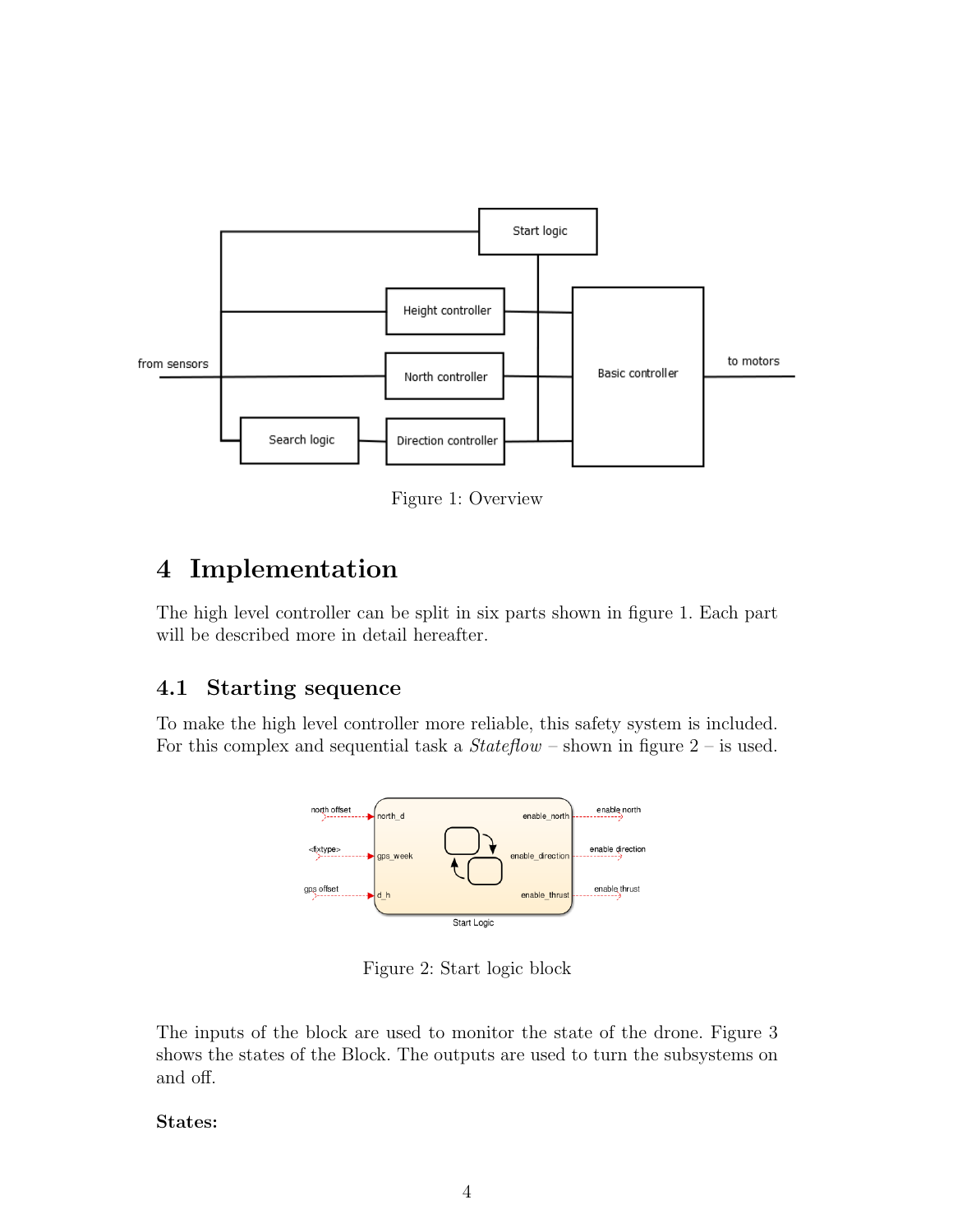Figure 1: Overview

# 4 Implementation

The high level controller can be split in six parts shown in figure 1. Each part will be described more in detail hereafter.

## 4.1 Starting sequence

To make the high level controller more reliable, this safety system is included. For this complex and sequential task a *Stateflow* – shown in figure 2 – is used.

Figure 2: Start logic block

The inputs of the block are used to monitor the state of the drone. Figure 3 shows the states of the Block. The outputs are used to turn the subsystems on and off.

**States:**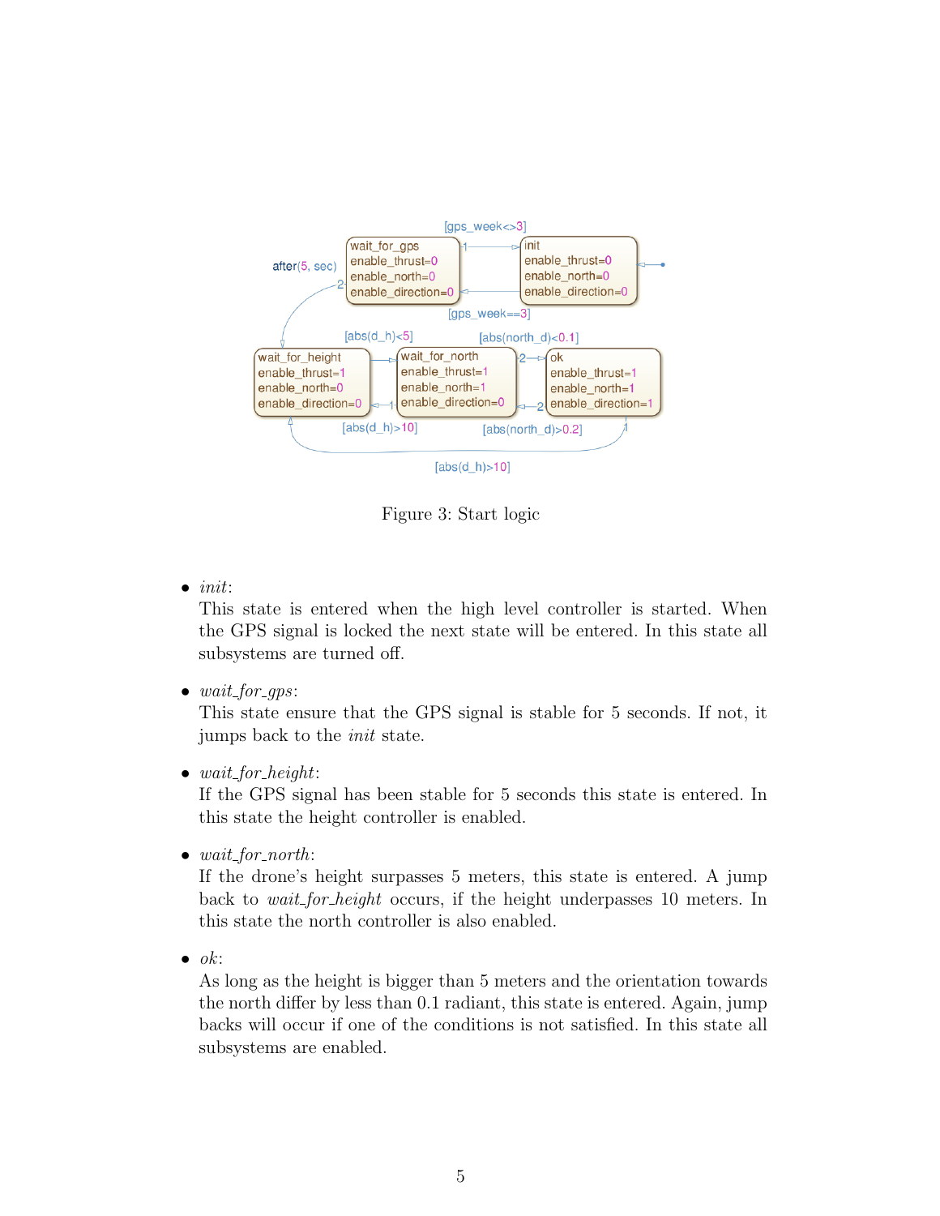Figure 3: Start logic

- *init*:
  This state is entered when the high level controller is started. When the GPS signal is locked the next state will be entered. In this state all subsystems are turned off.

- *wait_for_gps*:
  This state ensure that the GPS signal is stable for 5 seconds. If not, it jumps back to the *init* state.

- *wait_for_height*:
  If the GPS signal has been stable for 5 seconds this state is entered. In this state the height controller is enabled.

- *wait_for_north*:
  If the drone's height surpasses 5 meters, this state is entered. A jump back to *wait_for_height* occurs, if the height underpasses 10 meters. In this state the north controller is also enabled.

- *ok*:
  As long as the height is bigger than 5 meters and the orientation towards the north differ by less than 0.1 radiant, this state is entered. Again, jump backs will occur if one of the conditions is not satisfied. In this state all subsystems are enabled.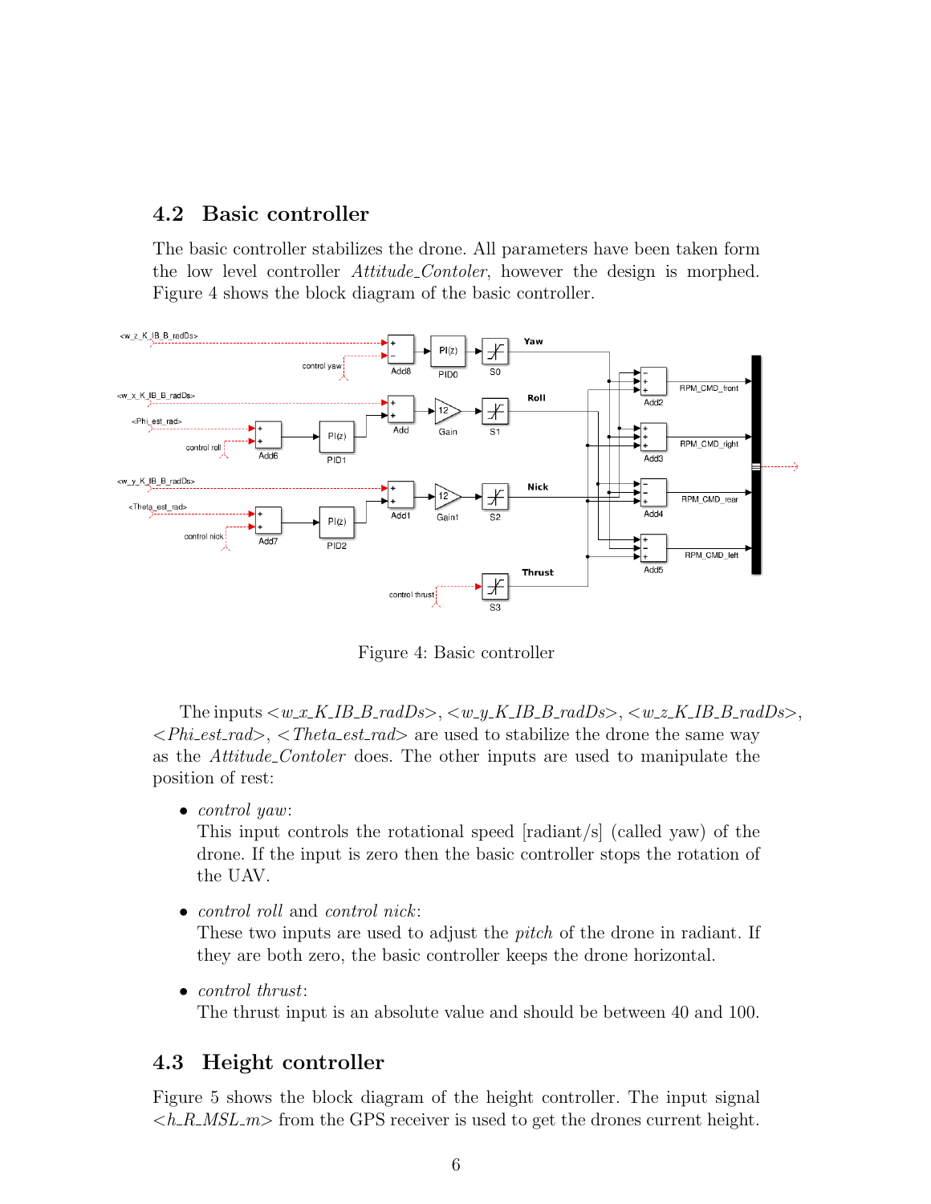## 4.2 Basic controller

The basic controller stabilizes the drone. All parameters have been taken form the low level controller *Attitude_Contoler*, however the design is morphed. Figure 4 shows the block diagram of the basic controller.

Figure 4: Basic controller

The inputs <*w_x_K_IB_B_radDs*>, <*w_y_K_IB_B_radDs*>, <*w_z_K_IB_B_radDs*>, <*Phi_est_rad*>, <*Theta_est_rad*> are used to stabilize the drone the same way as the *Attitude_Contoler* does. The other inputs are used to manipulate the position of rest:

- *control yaw*:
  This input controls the rotational speed [radiant/s] (called yaw) of the drone. If the input is zero then the basic controller stops the rotation of the UAV.

- *control roll* and *control nick*:
  These two inputs are used to adjust the *pitch* of the drone in radiant. If they are both zero, the basic controller keeps the drone horizontal.

- *control thrust*:
  The thrust input is an absolute value and should be between 40 and 100.

## 4.3 Height controller

Figure 5 shows the block diagram of the height controller. The input signal <*h_R_MSL_m*> from the GPS receiver is used to get the drones current height.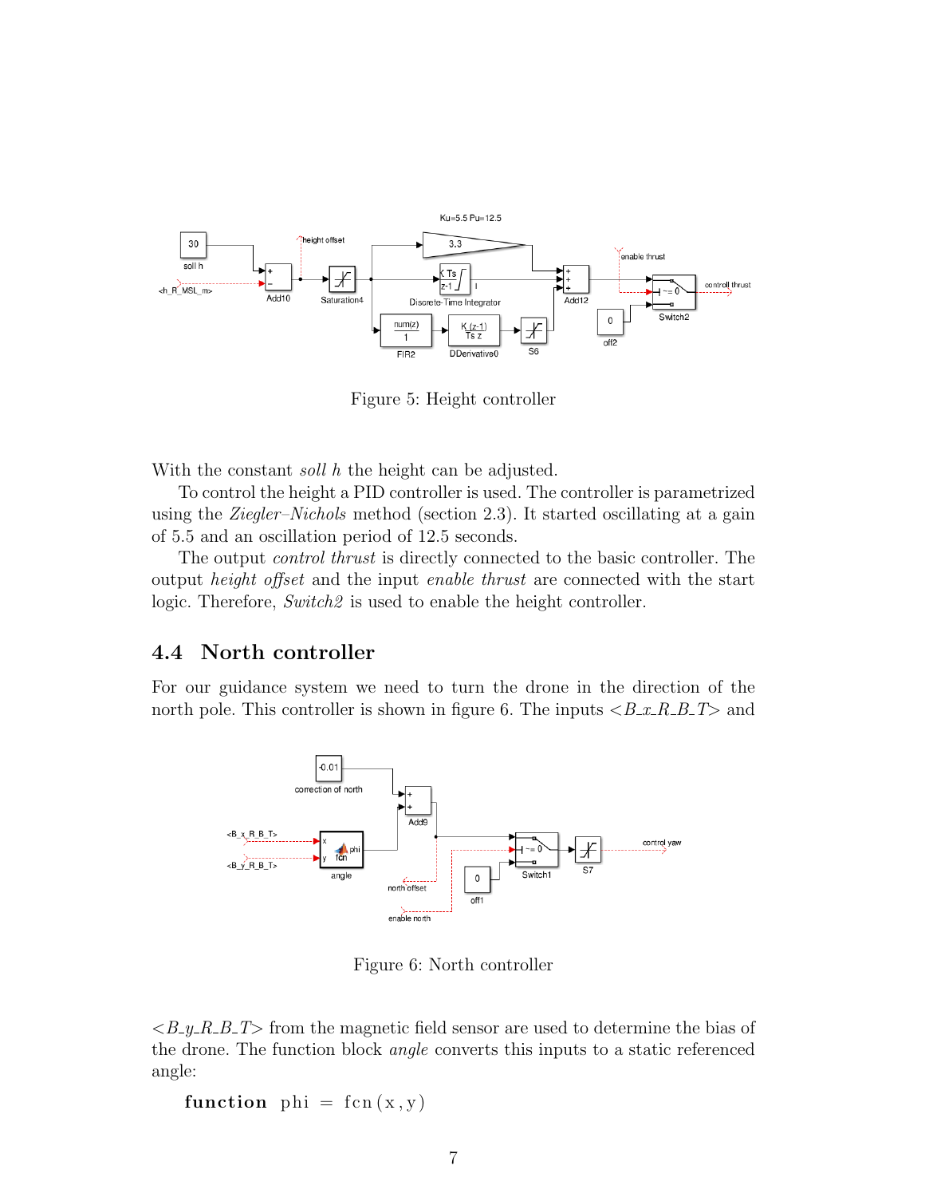Figure 5: Height controller

With the constant *soll h* the height can be adjusted.

To control the height a PID controller is used. The controller is parametrized using the *Ziegler–Nichols* method (section 2.3). It started oscillating at a gain of 5.5 and an oscillation period of 12.5 seconds.

The output *control thrust* is directly connected to the basic controller. The output *height offset* and the input *enable thrust* are connected with the start logic. Therefore, *Switch2* is used to enable the height controller.

## 4.4 North controller

For our guidance system we need to turn the drone in the direction of the north pole. This controller is shown in figure 6. The inputs <*B_x_R_B_T*> and

Figure 6: North controller

<*B_y_R_B_T*> from the magnetic field sensor are used to determine the bias of the drone. The function block *angle* converts this inputs to a static referenced angle:

```
function phi = fcn(x,y)
```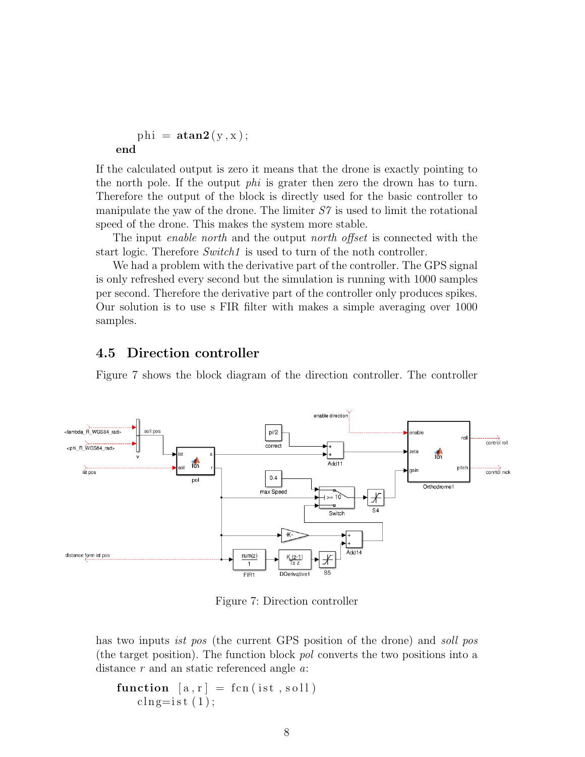```
    phi = atan2(y,x);
end
```

If the calculated output is zero it means that the drone is exactly pointing to the north pole. If the output *phi* is grater then zero the drown has to turn. Therefore the output of the block is directly used for the basic controller to manipulate the yaw of the drone. The limiter *S7* is used to limit the rotational speed of the drone. This makes the system more stable.

The input *enable north* and the output *north offset* is connected with the start logic. Therefore *Switch1* is used to turn of the noth controller.

We had a problem with the derivative part of the controller. The GPS signal is only refreshed every second but the simulation is running with 1000 samples per second. Therefore the derivative part of the controller only produces spikes. Our solution is to use s FIR filter with makes a simple averaging over 1000 samples.

## 4.5 Direction controller

Figure 7 shows the block diagram of the direction controller. The controller

Figure 7: Direction controller

has two inputs *ist pos* (the current GPS position of the drone) and *soll pos* (the target position). The function block *pol* converts the two positions into a distance *r* and an static referenced angle *a*:

```
function [a,r] = fcn(ist,soll)
    clng=ist(1);
```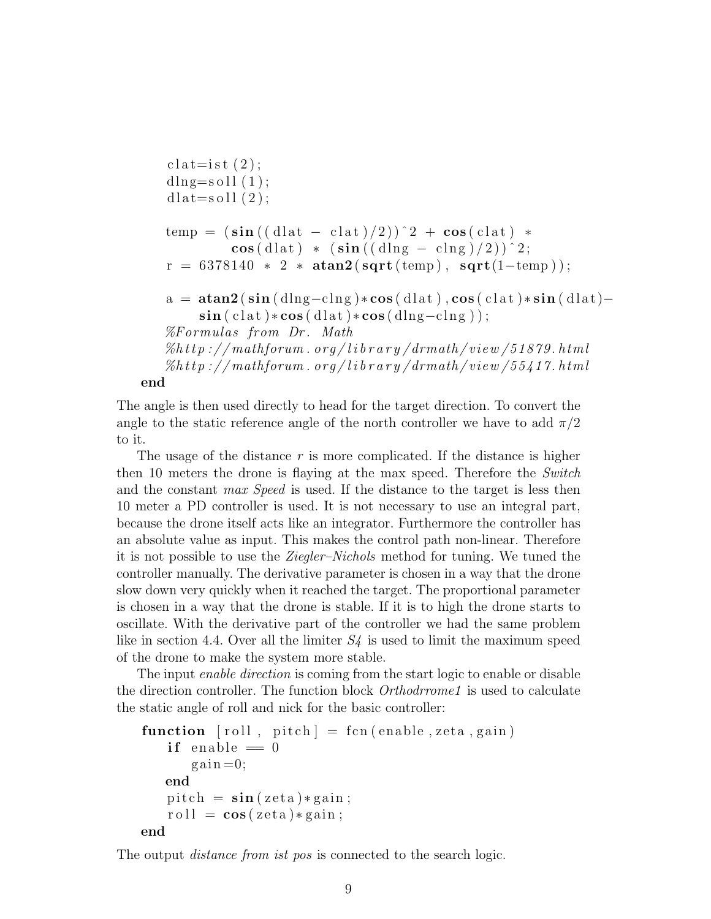```
    clat=ist(2);
    dlng=soll(1);
    dlat=soll(2);

    temp = (sin((dlat - clat)/2))^2 + cos(clat) *
            cos(dlat) * (sin((dlng - clng)/2))^2;
    r = 6378140 * 2 * atan2(sqrt(temp), sqrt(1-temp));

    a = atan2(sin(dlng-clng)*cos(dlat),cos(clat)*sin(dlat)-
        sin(clat)*cos(dlat)*cos(dlng-clng));
    %Formulas from Dr. Math
    %http://mathforum.org/library/drmath/view/51879.html
    %http://mathforum.org/library/drmath/view/55417.html
end
```

The angle is then used directly to head for the target direction. To convert the angle to the static reference angle of the north controller we have to add $\pi/2$ to it.

The usage of the distance $r$ is more complicated. If the distance is higher then 10 meters the drone is flaying at the max speed. Therefore the *Switch* and the constant *max Speed* is used. If the distance to the target is less then 10 meter a PD controller is used. It is not necessary to use an integral part, because the drone itself acts like an integrator. Furthermore the controller has an absolute value as input. This makes the control path non-linear. Therefore it is not possible to use the *Ziegler–Nichols* method for tuning. We tuned the controller manually. The derivative parameter is chosen in a way that the drone slow down very quickly when it reached the target. The proportional parameter is chosen in a way that the drone is stable. If it is to high the drone starts to oscillate. With the derivative part of the controller we had the same problem like in section 4.4. Over all the limiter *S4* is used to limit the maximum speed of the drone to make the system more stable.

The input *enable direction* is coming from the start logic to enable or disable the direction controller. The function block *Orthodrrome1* is used to calculate the static angle of roll and nick for the basic controller:

```
function [roll, pitch] = fcn(enable,zeta,gain)
    if enable == 0
        gain=0;
    end
    pitch = sin(zeta)*gain;
    roll = cos(zeta)*gain;
end
```

The output *distance from ist pos* is connected to the search logic.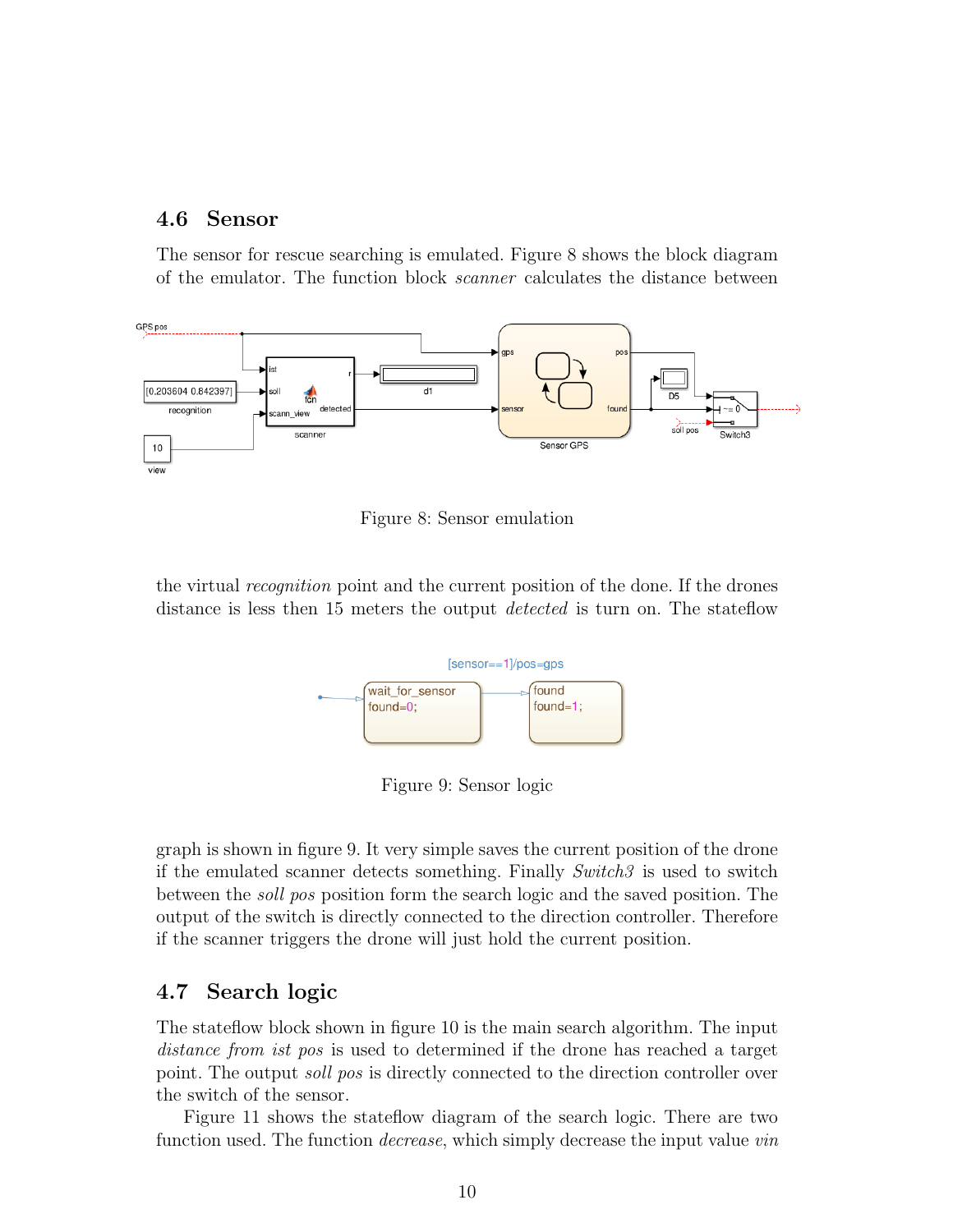## 4.6 Sensor

The sensor for rescue searching is emulated. Figure 8 shows the block diagram of the emulator. The function block *scanner* calculates the distance between

Figure 8: Sensor emulation

the virtual *recognition* point and the current position of the done. If the drones distance is less then 15 meters the output *detected* is turn on. The stateflow

Figure 9: Sensor logic

graph is shown in figure 9. It very simple saves the current position of the drone if the emulated scanner detects something. Finally *Switch3* is used to switch between the *soll pos* position form the search logic and the saved position. The output of the switch is directly connected to the direction controller. Therefore if the scanner triggers the drone will just hold the current position.

## 4.7 Search logic

The stateflow block shown in figure 10 is the main search algorithm. The input *distance from ist pos* is used to determined if the drone has reached a target point. The output *soll pos* is directly connected to the direction controller over the switch of the sensor.

Figure 11 shows the stateflow diagram of the search logic. There are two function used. The function *decrease*, which simply decrease the input value *vin*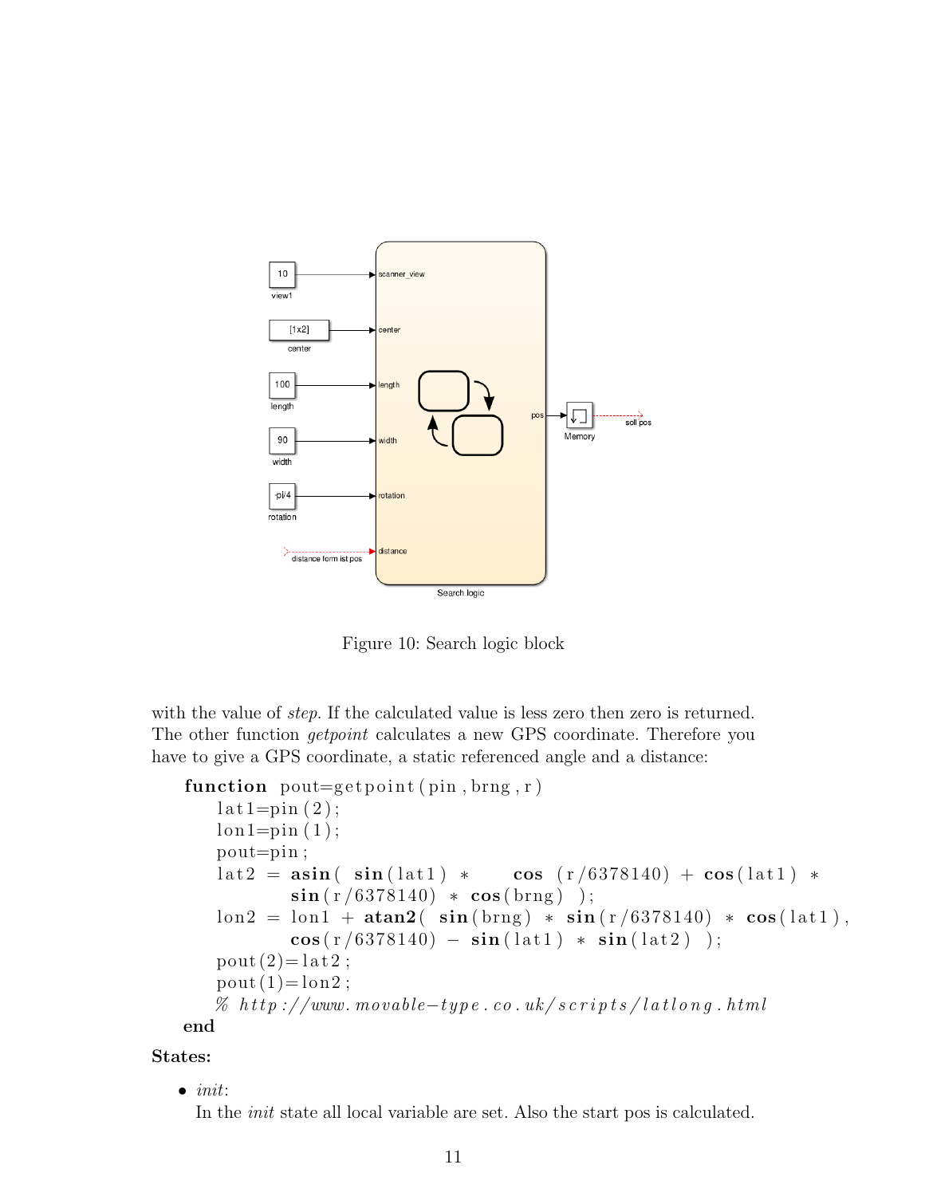Figure 10: Search logic block

with the value of *step*. If the calculated value is less zero then zero is returned. The other function *getpoint* calculates a new GPS coordinate. Therefore you have to give a GPS coordinate, a static referenced angle and a distance:

```
function pout=getpoint(pin,brng,r)
    lat1=pin(2);
    lon1=pin(1);
    pout=pin;
    lat2 = asin( sin(lat1) *     cos (r/6378140) + cos(lat1) *
           sin(r/6378140) * cos(brng) );
    lon2 = lon1 + atan2( sin(brng) * sin(r/6378140) * cos(lat1),
           cos(r/6378140) - sin(lat1) * sin(lat2) );
    pout(2)=lat2;
    pout(1)=lon2;
    % http://www.movable-type.co.uk/scripts/latlong.html
end
```

**States:**

- *init*:
  In the *init* state all local variable are set. Also the start pos is calculated.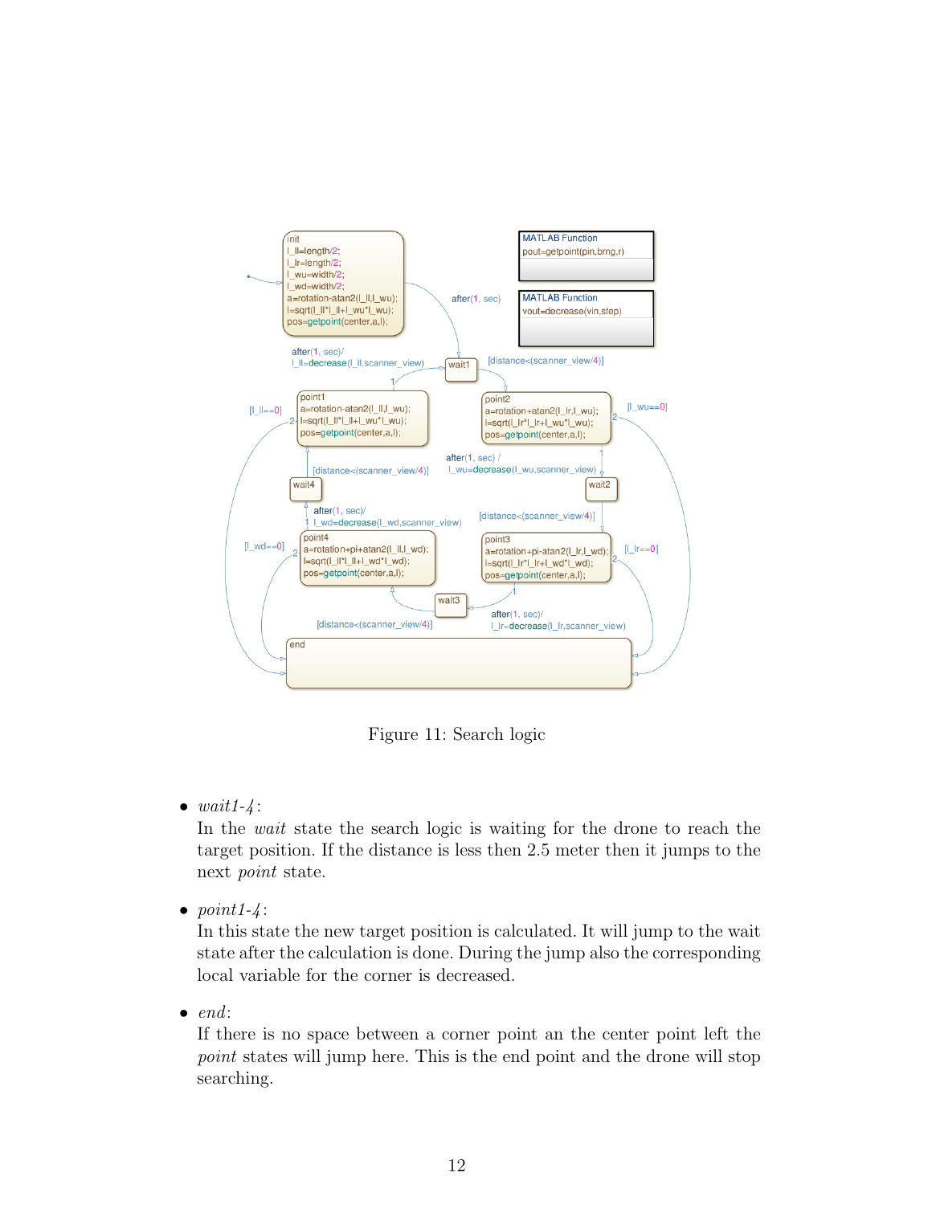Figure 11: Search logic

- *wait1-4*:
  In the *wait* state the search logic is waiting for the drone to reach the target position. If the distance is less then 2.5 meter then it jumps to the next *point* state.

- *point1-4*:
  In this state the new target position is calculated. It will jump to the wait state after the calculation is done. During the jump also the corresponding local variable for the corner is decreased.

- *end*:
  If there is no space between a corner point an the center point left the *point* states will jump here. This is the end point and the drone will stop searching.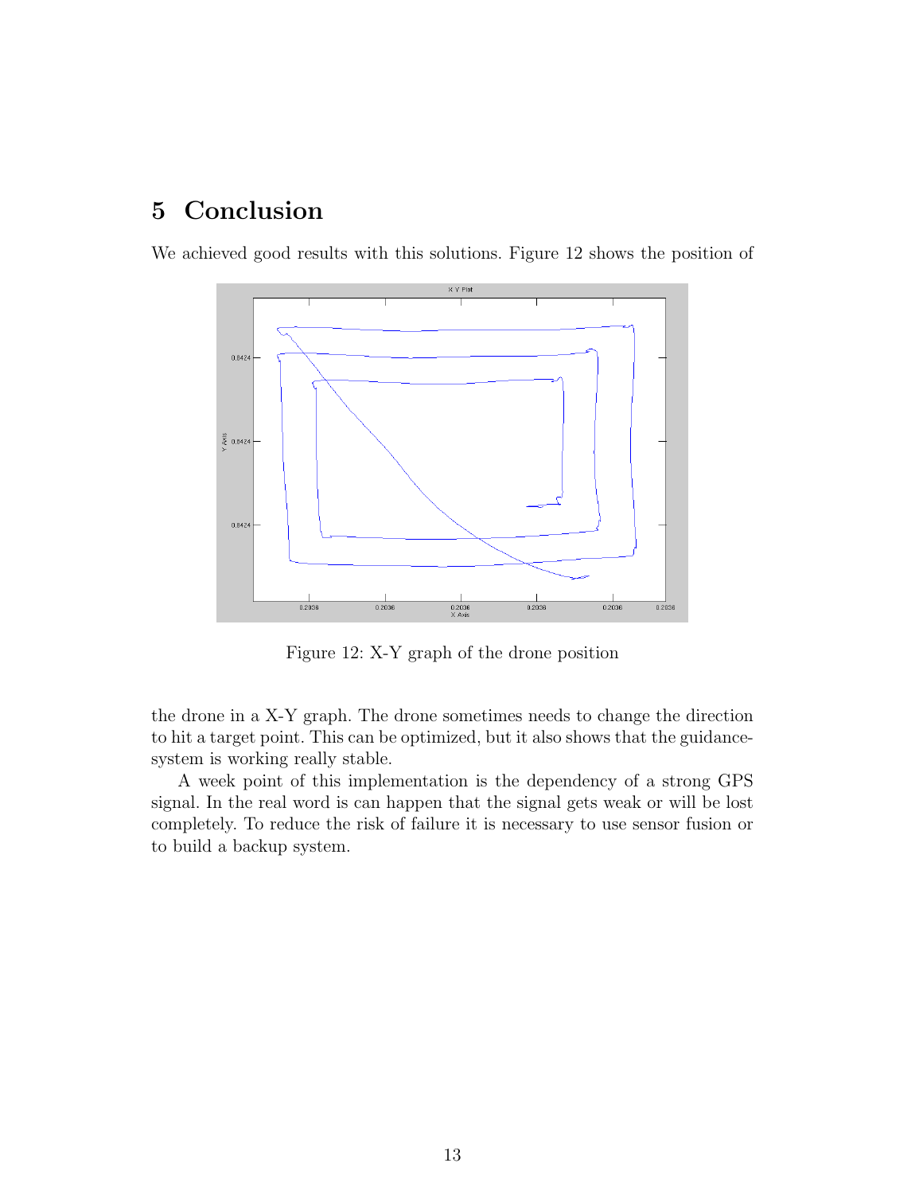# 5 Conclusion

We achieved good results with this solutions. Figure 12 shows the position of

Figure 12: X-Y graph of the drone position

the drone in a X-Y graph. The drone sometimes needs to change the direction to hit a target point. This can be optimized, but it also shows that the guidance-system is working really stable.

A week point of this implementation is the dependency of a strong GPS signal. In the real word is can happen that the signal gets weak or will be lost completely. To reduce the risk of failure it is necessary to use sensor fusion or to build a backup system.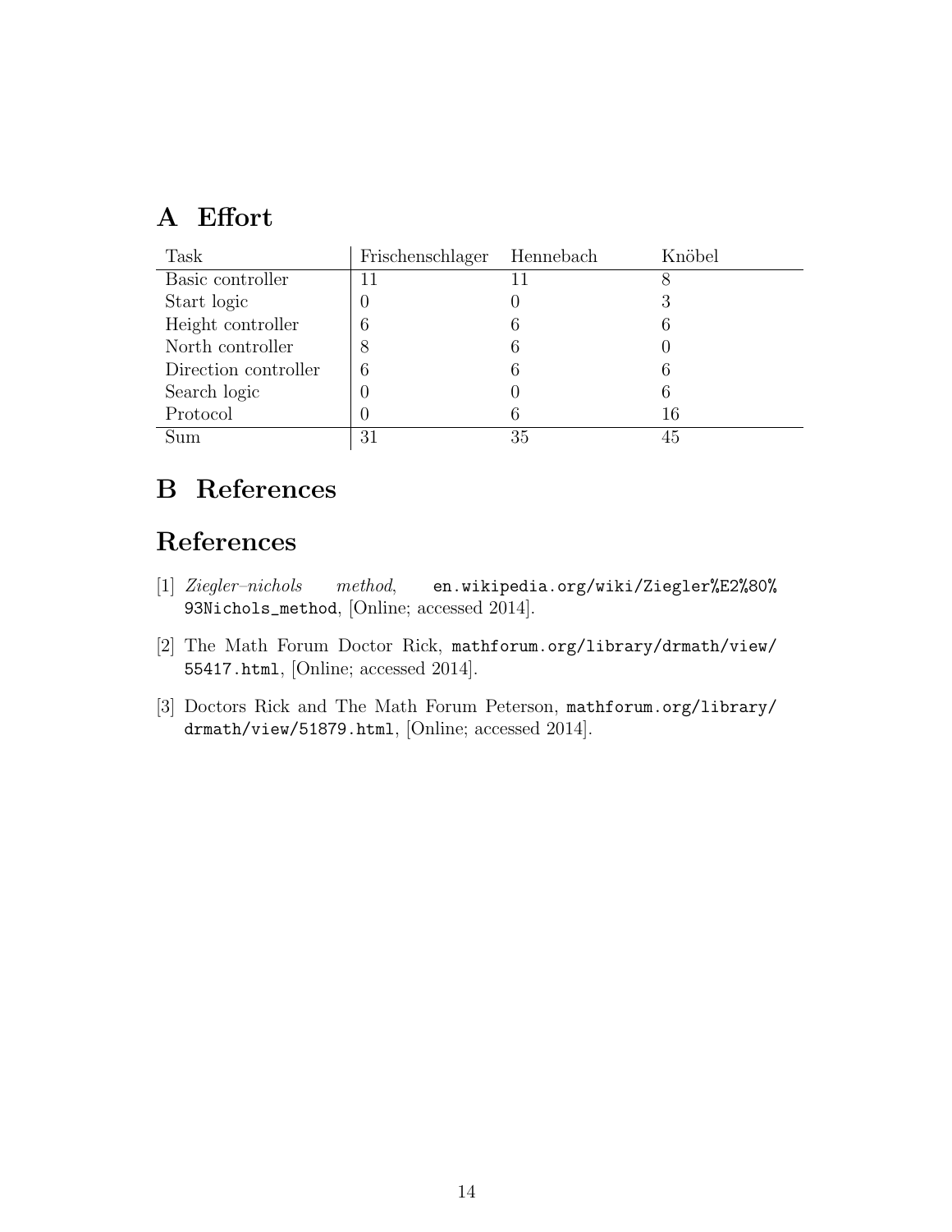# A Effort

| Task | Frischenschlager | Hennebach | Knöbel |
| --- | --- | --- | --- |
| Basic controller | 11 | 11 | 8 |
| Start logic | 0 | 0 | 3 |
| Height controller | 6 | 6 | 6 |
| North controller | 8 | 6 | 0 |
| Direction controller | 6 | 6 | 6 |
| Search logic | 0 | 0 | 6 |
| Protocol | 0 | 6 | 16 |
| Sum | 31 | 35 | 45 |

# B References

# References

[1] *Ziegler–nichols method*, `en.wikipedia.org/wiki/Ziegler%E2%80%93Nichols_method`, [Online; accessed 2014].

[2] The Math Forum Doctor Rick, `mathforum.org/library/drmath/view/55417.html`, [Online; accessed 2014].

[3] Doctors Rick and The Math Forum Peterson, `mathforum.org/library/drmath/view/51879.html`, [Online; accessed 2014].